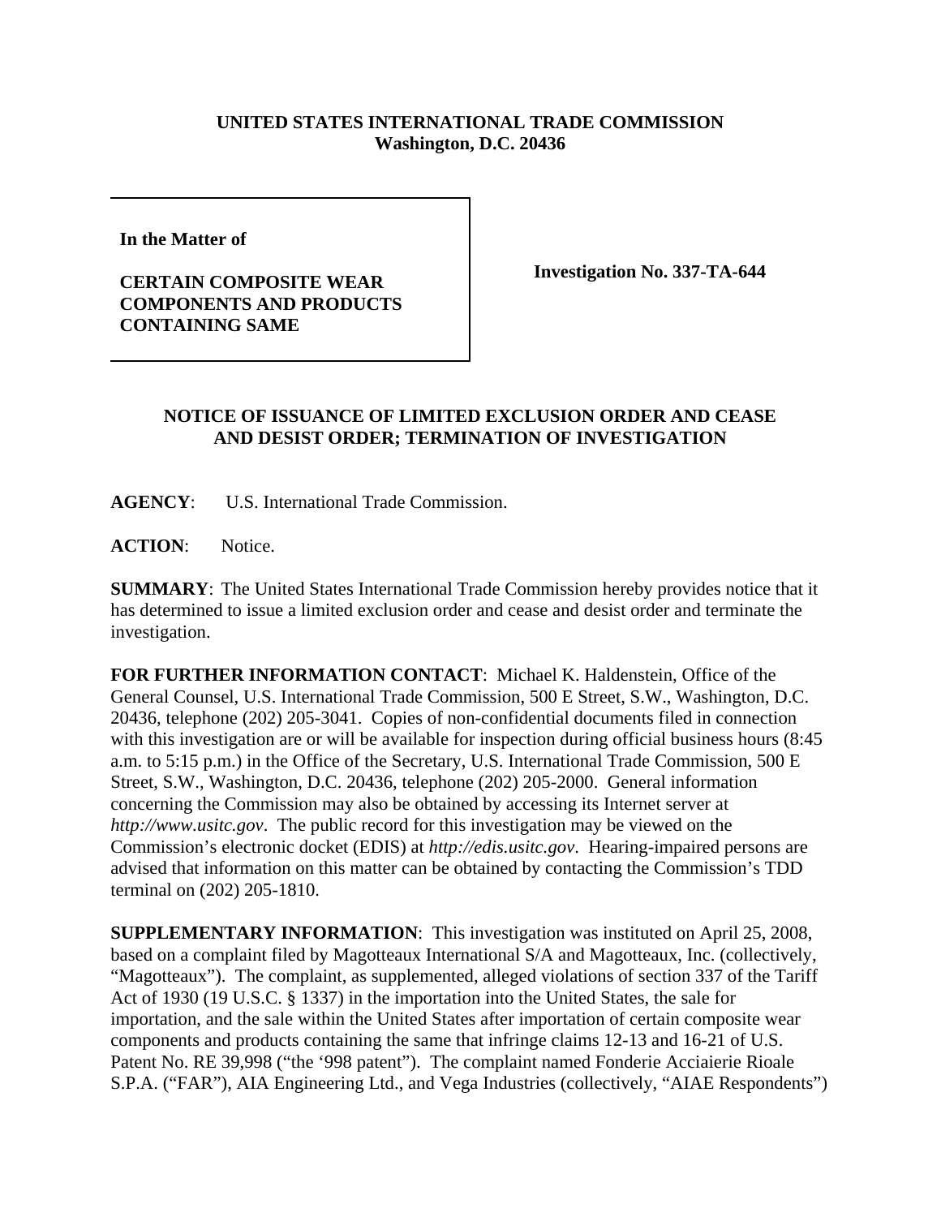**UNITED STATES INTERNATIONAL TRADE COMMISSION**
**Washington, D.C. 20436**

| | |
|---|---|
| **In the Matter of** **CERTAIN COMPOSITE WEAR COMPONENTS AND PRODUCTS CONTAINING SAME** | **Investigation No. 337-TA-644** |

## NOTICE OF ISSUANCE OF LIMITED EXCLUSION ORDER AND CEASE AND DESIST ORDER; TERMINATION OF INVESTIGATION

**AGENCY**: U.S. International Trade Commission.

**ACTION**: Notice.

**SUMMARY**: The United States International Trade Commission hereby provides notice that it has determined to issue a limited exclusion order and cease and desist order and terminate the investigation.

**FOR FURTHER INFORMATION CONTACT**: Michael K. Haldenstein, Office of the General Counsel, U.S. International Trade Commission, 500 E Street, S.W., Washington, D.C. 20436, telephone (202) 205-3041. Copies of non-confidential documents filed in connection with this investigation are or will be available for inspection during official business hours (8:45 a.m. to 5:15 p.m.) in the Office of the Secretary, U.S. International Trade Commission, 500 E Street, S.W., Washington, D.C. 20436, telephone (202) 205-2000. General information concerning the Commission may also be obtained by accessing its Internet server at *http://www.usitc.gov*. The public record for this investigation may be viewed on the Commission's electronic docket (EDIS) at *http://edis.usitc.gov*. Hearing-impaired persons are advised that information on this matter can be obtained by contacting the Commission's TDD terminal on (202) 205-1810.

**SUPPLEMENTARY INFORMATION**: This investigation was instituted on April 25, 2008, based on a complaint filed by Magotteaux International S/A and Magotteaux, Inc. (collectively, "Magotteaux"). The complaint, as supplemented, alleged violations of section 337 of the Tariff Act of 1930 (19 U.S.C. § 1337) in the importation into the United States, the sale for importation, and the sale within the United States after importation of certain composite wear components and products containing the same that infringe claims 12-13 and 16-21 of U.S. Patent No. RE 39,998 ("the '998 patent"). The complaint named Fonderie Acciaierie Rioale S.P.A. ("FAR"), AIA Engineering Ltd., and Vega Industries (collectively, "AIAE Respondents")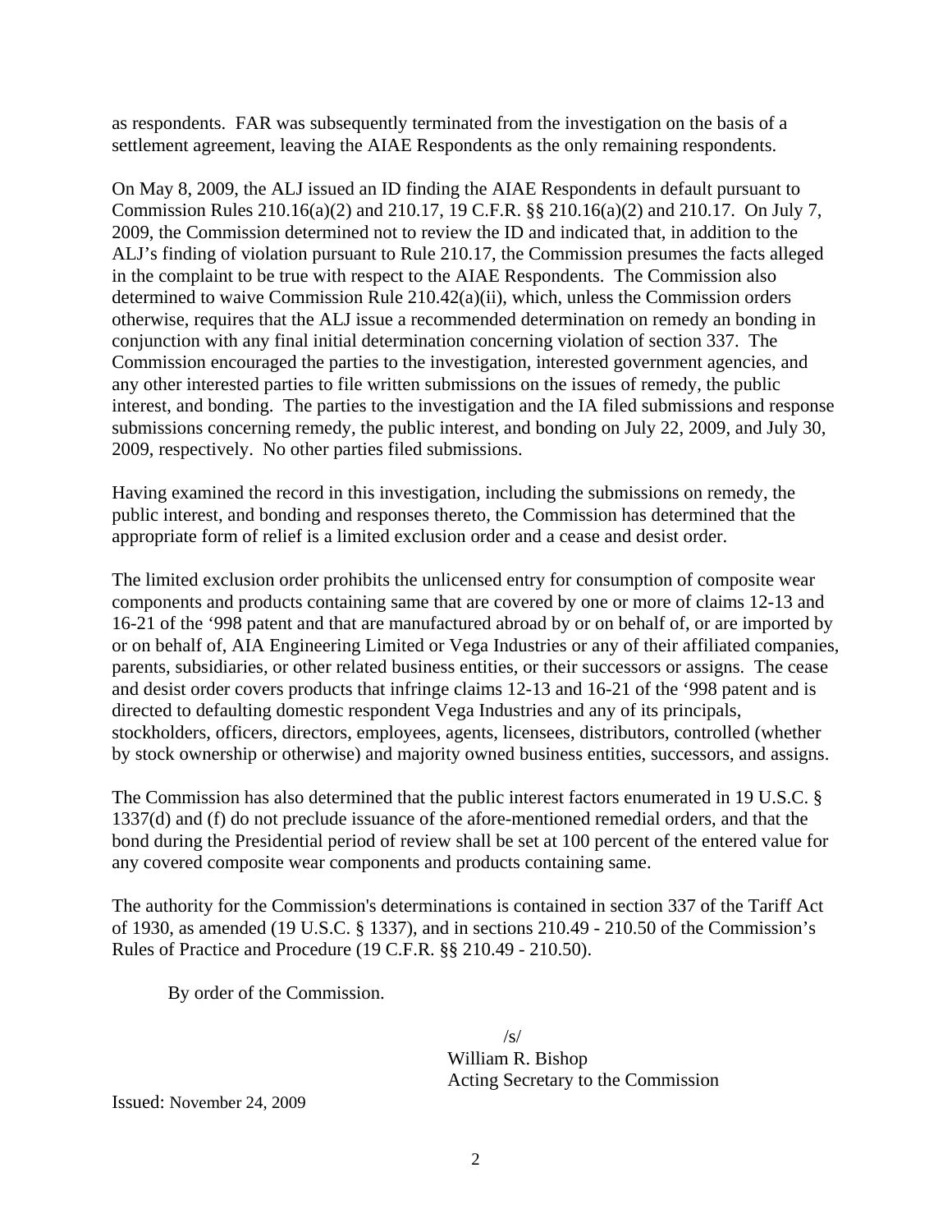as respondents. FAR was subsequently terminated from the investigation on the basis of a settlement agreement, leaving the AIAE Respondents as the only remaining respondents.

On May 8, 2009, the ALJ issued an ID finding the AIAE Respondents in default pursuant to Commission Rules 210.16(a)(2) and 210.17, 19 C.F.R. §§ 210.16(a)(2) and 210.17. On July 7, 2009, the Commission determined not to review the ID and indicated that, in addition to the ALJ's finding of violation pursuant to Rule 210.17, the Commission presumes the facts alleged in the complaint to be true with respect to the AIAE Respondents. The Commission also determined to waive Commission Rule 210.42(a)(ii), which, unless the Commission orders otherwise, requires that the ALJ issue a recommended determination on remedy an bonding in conjunction with any final initial determination concerning violation of section 337. The Commission encouraged the parties to the investigation, interested government agencies, and any other interested parties to file written submissions on the issues of remedy, the public interest, and bonding. The parties to the investigation and the IA filed submissions and response submissions concerning remedy, the public interest, and bonding on July 22, 2009, and July 30, 2009, respectively. No other parties filed submissions.

Having examined the record in this investigation, including the submissions on remedy, the public interest, and bonding and responses thereto, the Commission has determined that the appropriate form of relief is a limited exclusion order and a cease and desist order.

The limited exclusion order prohibits the unlicensed entry for consumption of composite wear components and products containing same that are covered by one or more of claims 12-13 and 16-21 of the '998 patent and that are manufactured abroad by or on behalf of, or are imported by or on behalf of, AIA Engineering Limited or Vega Industries or any of their affiliated companies, parents, subsidiaries, or other related business entities, or their successors or assigns. The cease and desist order covers products that infringe claims 12-13 and 16-21 of the '998 patent and is directed to defaulting domestic respondent Vega Industries and any of its principals, stockholders, officers, directors, employees, agents, licensees, distributors, controlled (whether by stock ownership or otherwise) and majority owned business entities, successors, and assigns.

The Commission has also determined that the public interest factors enumerated in 19 U.S.C. § 1337(d) and (f) do not preclude issuance of the afore-mentioned remedial orders, and that the bond during the Presidential period of review shall be set at 100 percent of the entered value for any covered composite wear components and products containing same.

The authority for the Commission's determinations is contained in section 337 of the Tariff Act of 1930, as amended (19 U.S.C. § 1337), and in sections 210.49 - 210.50 of the Commission's Rules of Practice and Procedure (19 C.F.R. §§ 210.49 - 210.50).

By order of the Commission.

/s/
William R. Bishop
Acting Secretary to the Commission

Issued: November 24, 2009